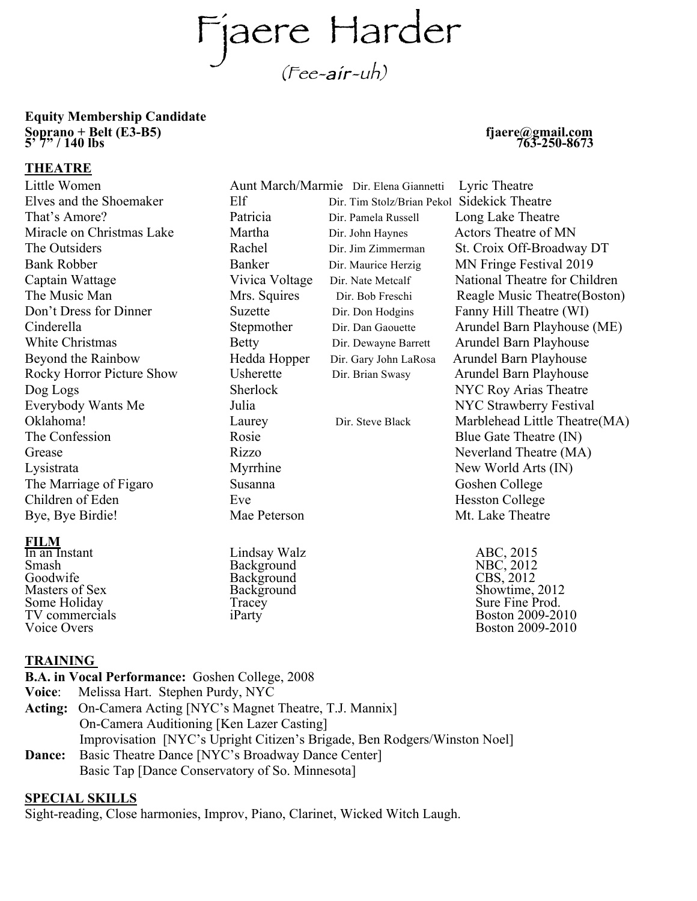# Fjaere Harder

*(Fee-air-uh)*

**Equity Membership Candidate**
**Soprano + Belt (E3-B5)**
**5' 7" / 140 lbs**

**fjaere@gmail.com**
**763-250-8673**

## THEATRE

| | | | |
|---|---|---|---|
| Little Women | Aunt March/Marmie | Dir. Elena Giannetti | Lyric Theatre |
| Elves and the Shoemaker | Elf | Dir. Tim Stolz/Brian Pekol | Sidekick Theatre |
| That's Amore? | Patricia | Dir. Pamela Russell | Long Lake Theatre |
| Miracle on Christmas Lake | Martha | Dir. John Haynes | Actors Theatre of MN |
| The Outsiders | Rachel | Dir. Jim Zimmerman | St. Croix Off-Broadway DT |
| Bank Robber | Banker | Dir. Maurice Herzig | MN Fringe Festival 2019 |
| Captain Wattage | Vivica Voltage | Dir. Nate Metcalf | National Theatre for Children |
| The Music Man | Mrs. Squires | Dir. Bob Freschi | Reagle Music Theatre(Boston) |
| Don't Dress for Dinner | Suzette | Dir. Don Hodgins | Fanny Hill Theatre (WI) |
| Cinderella | Stepmother | Dir. Dan Gaouette | Arundel Barn Playhouse (ME) |
| White Christmas | Betty | Dir. Dewayne Barrett | Arundel Barn Playhouse |
| Beyond the Rainbow | Hedda Hopper | Dir. Gary John LaRosa | Arundel Barn Playhouse |
| Rocky Horror Picture Show | Usherette | Dir. Brian Swasy | Arundel Barn Playhouse |
| Dog Logs | Sherlock | | NYC Roy Arias Theatre |
| Everybody Wants Me | Julia | | NYC Strawberry Festival |
| Oklahoma! | Laurey | Dir. Steve Black | Marblehead Little Theatre(MA) |
| The Confession | Rosie | | Blue Gate Theatre (IN) |
| Grease | Rizzo | | Neverland Theatre (MA) |
| Lysistrata | Myrrhine | | New World Arts (IN) |
| The Marriage of Figaro | Susanna | | Goshen College |
| Children of Eden | Eve | | Hesston College |
| Bye, Bye Birdie! | Mae Peterson | | Mt. Lake Theatre |

## FILM

| | | |
|---|---|---|
| In an Instant | Lindsay Walz | ABC, 2015 |
| Smash | Background | NBC, 2012 |
| Goodwife | Background | CBS, 2012 |
| Masters of Sex | Background | Showtime, 2012 |
| Some Holiday | Tracey | Sure Fine Prod. |
| TV commercials | iParty | Boston 2009-2010 |
| Voice Overs | | Boston 2009-2010 |

## TRAINING

**B.A. in Vocal Performance:** Goshen College, 2008
**Voice**: Melissa Hart. Stephen Purdy, NYC
**Acting:** On-Camera Acting [NYC's Magnet Theatre, T.J. Mannix]
On-Camera Auditioning [Ken Lazer Casting]
Improvisation [NYC's Upright Citizen's Brigade, Ben Rodgers/Winston Noel]
**Dance:** Basic Theatre Dance [NYC's Broadway Dance Center]
Basic Tap [Dance Conservatory of So. Minnesota]

## SPECIAL SKILLS

Sight-reading, Close harmonies, Improv, Piano, Clarinet, Wicked Witch Laugh.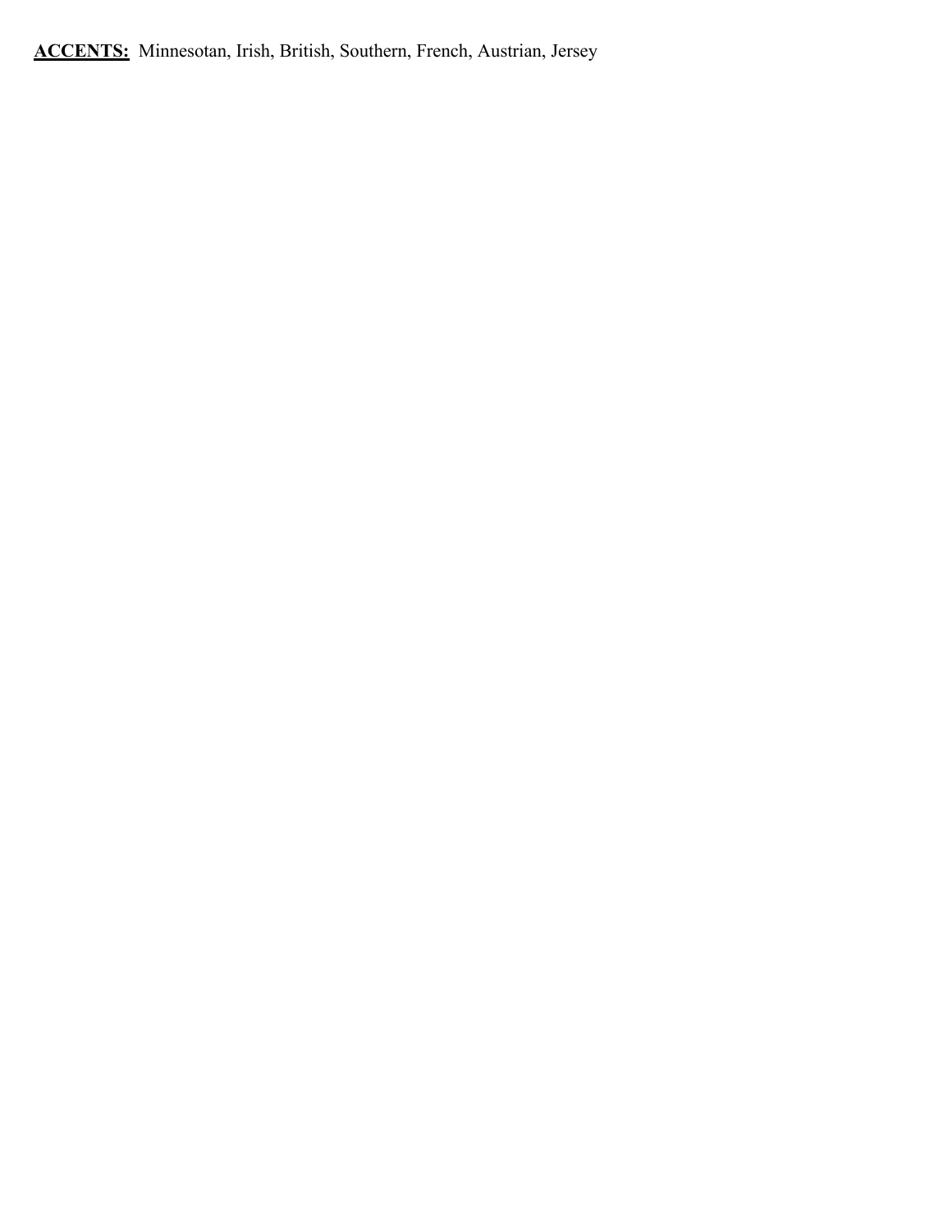**ACCENTS:** Minnesotan, Irish, British, Southern, French, Austrian, Jersey